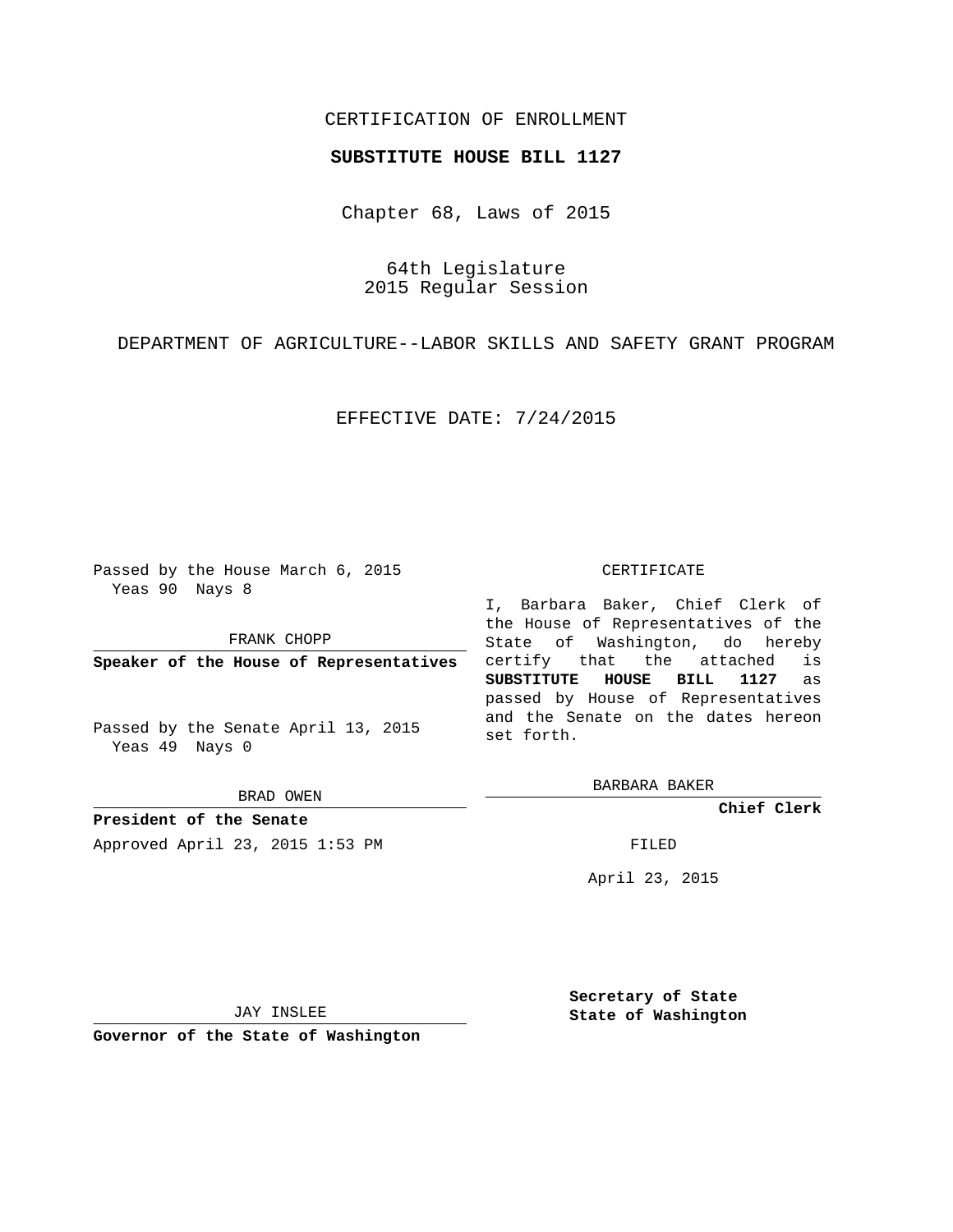CERTIFICATION OF ENROLLMENT

**SUBSTITUTE HOUSE BILL 1127**

Chapter 68, Laws of 2015

64th Legislature
2015 Regular Session

DEPARTMENT OF AGRICULTURE--LABOR SKILLS AND SAFETY GRANT PROGRAM

EFFECTIVE DATE: 7/24/2015

Passed by the House March 6, 2015
Yeas 90 Nays 8

FRANK CHOPP

**Speaker of the House of Representatives**

Passed by the Senate April 13, 2015
Yeas 49 Nays 0

BRAD OWEN

**President of the Senate**

Approved April 23, 2015 1:53 PM

CERTIFICATE

I, Barbara Baker, Chief Clerk of the House of Representatives of the State of Washington, do hereby certify that the attached is **SUBSTITUTE HOUSE BILL 1127** as passed by House of Representatives and the Senate on the dates hereon set forth.

BARBARA BAKER

**Chief Clerk**

FILED

April 23, 2015

JAY INSLEE

**Governor of the State of Washington**

**Secretary of State**
**State of Washington**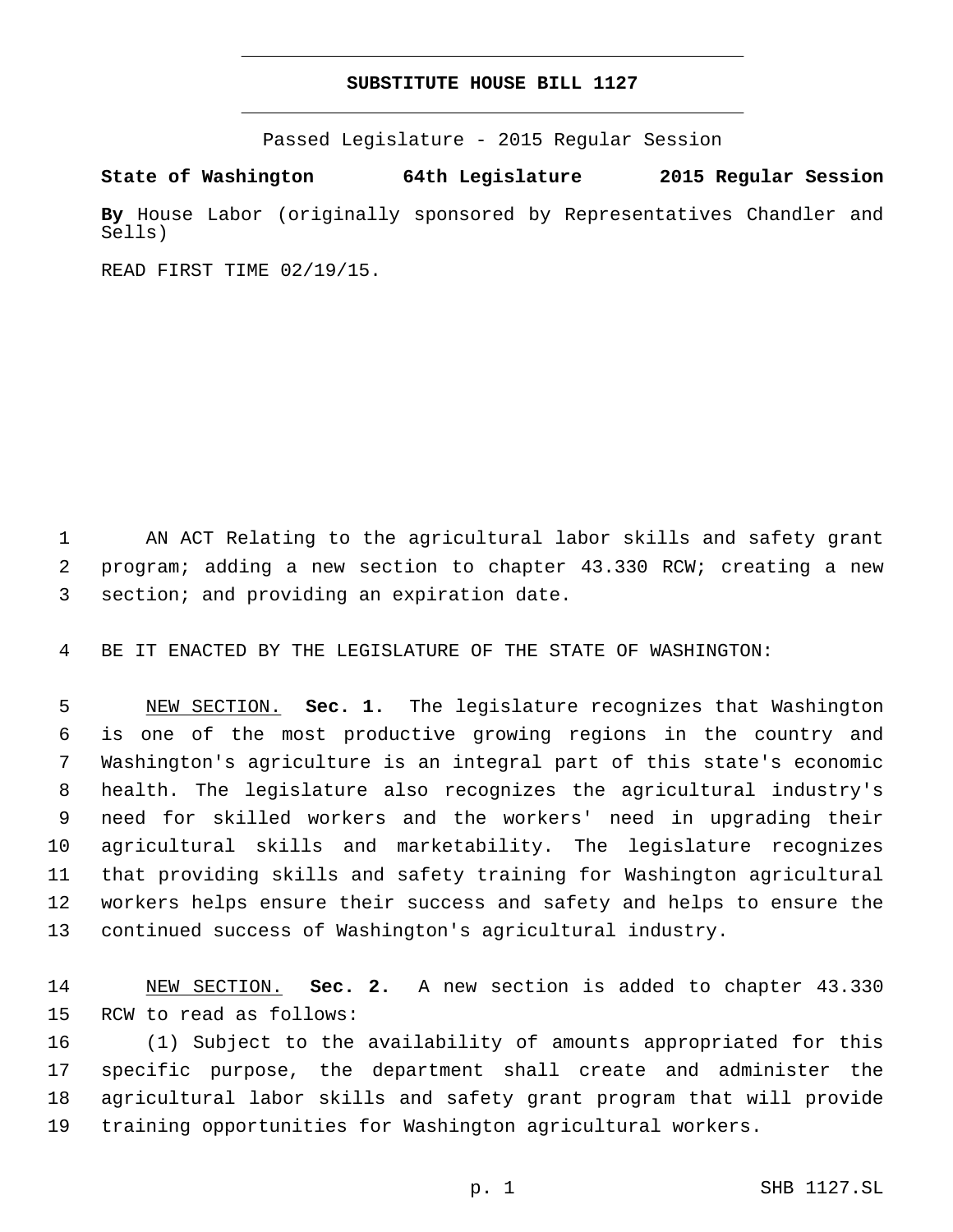# SUBSTITUTE HOUSE BILL 1127

Passed Legislature - 2015 Regular Session

**State of Washington 64th Legislature 2015 Regular Session**

**By** House Labor (originally sponsored by Representatives Chandler and Sells)

READ FIRST TIME 02/19/15.

AN ACT Relating to the agricultural labor skills and safety grant program; adding a new section to chapter 43.330 RCW; creating a new section; and providing an expiration date.

BE IT ENACTED BY THE LEGISLATURE OF THE STATE OF WASHINGTON:

NEW SECTION. **Sec. 1.** The legislature recognizes that Washington is one of the most productive growing regions in the country and Washington's agriculture is an integral part of this state's economic health. The legislature also recognizes the agricultural industry's need for skilled workers and the workers' need in upgrading their agricultural skills and marketability. The legislature recognizes that providing skills and safety training for Washington agricultural workers helps ensure their success and safety and helps to ensure the continued success of Washington's agricultural industry.

NEW SECTION. **Sec. 2.** A new section is added to chapter 43.330 RCW to read as follows:

(1) Subject to the availability of amounts appropriated for this specific purpose, the department shall create and administer the agricultural labor skills and safety grant program that will provide training opportunities for Washington agricultural workers.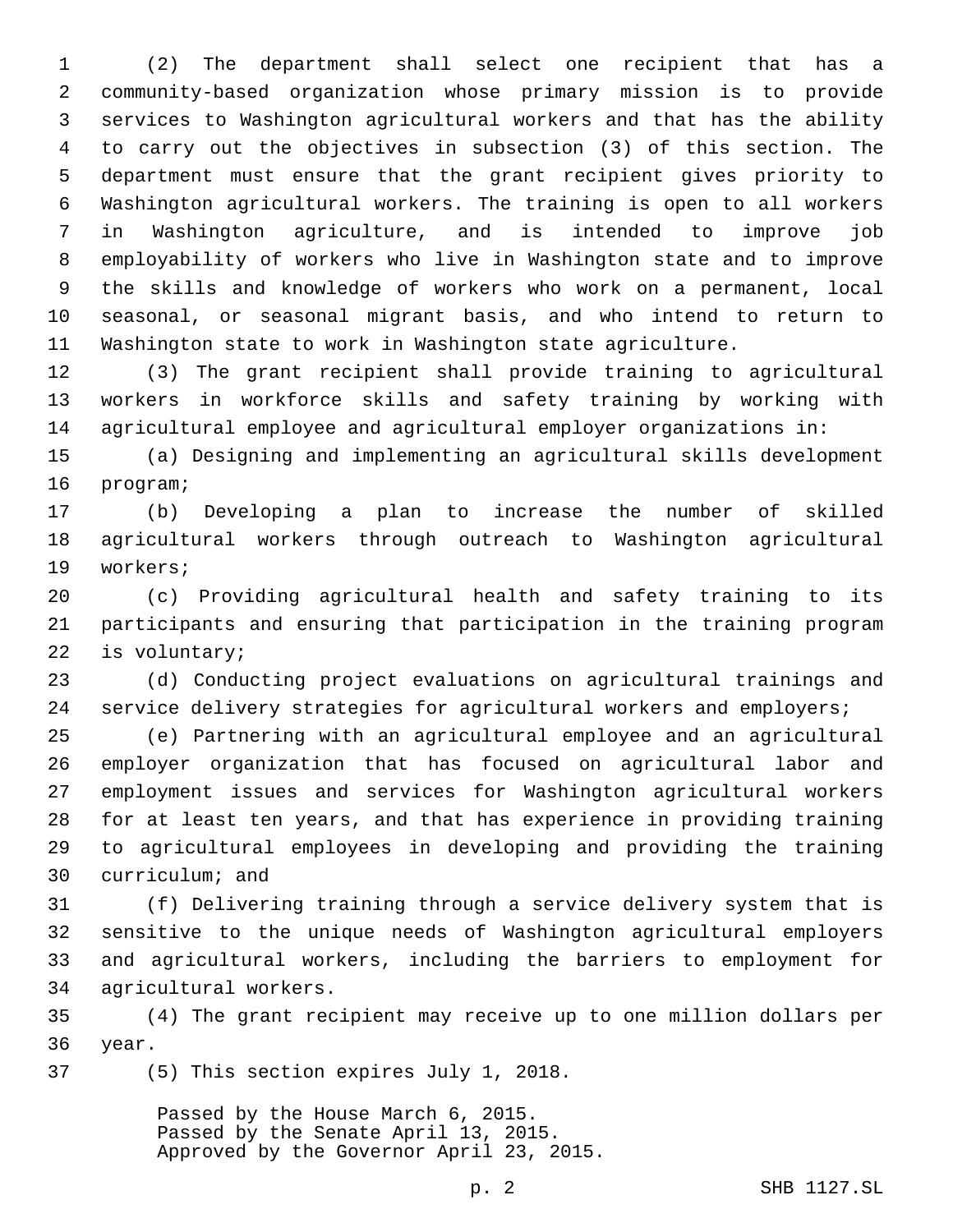(2) The department shall select one recipient that has a community-based organization whose primary mission is to provide services to Washington agricultural workers and that has the ability to carry out the objectives in subsection (3) of this section. The department must ensure that the grant recipient gives priority to Washington agricultural workers. The training is open to all workers in Washington agriculture, and is intended to improve job employability of workers who live in Washington state and to improve the skills and knowledge of workers who work on a permanent, local seasonal, or seasonal migrant basis, and who intend to return to Washington state to work in Washington state agriculture.

(3) The grant recipient shall provide training to agricultural workers in workforce skills and safety training by working with agricultural employee and agricultural employer organizations in:

(a) Designing and implementing an agricultural skills development program;

(b) Developing a plan to increase the number of skilled agricultural workers through outreach to Washington agricultural workers;

(c) Providing agricultural health and safety training to its participants and ensuring that participation in the training program is voluntary;

(d) Conducting project evaluations on agricultural trainings and service delivery strategies for agricultural workers and employers;

(e) Partnering with an agricultural employee and an agricultural employer organization that has focused on agricultural labor and employment issues and services for Washington agricultural workers for at least ten years, and that has experience in providing training to agricultural employees in developing and providing the training curriculum; and

(f) Delivering training through a service delivery system that is sensitive to the unique needs of Washington agricultural employers and agricultural workers, including the barriers to employment for agricultural workers.

(4) The grant recipient may receive up to one million dollars per year.

(5) This section expires July 1, 2018.

Passed by the House March 6, 2015.
Passed by the Senate April 13, 2015.
Approved by the Governor April 23, 2015.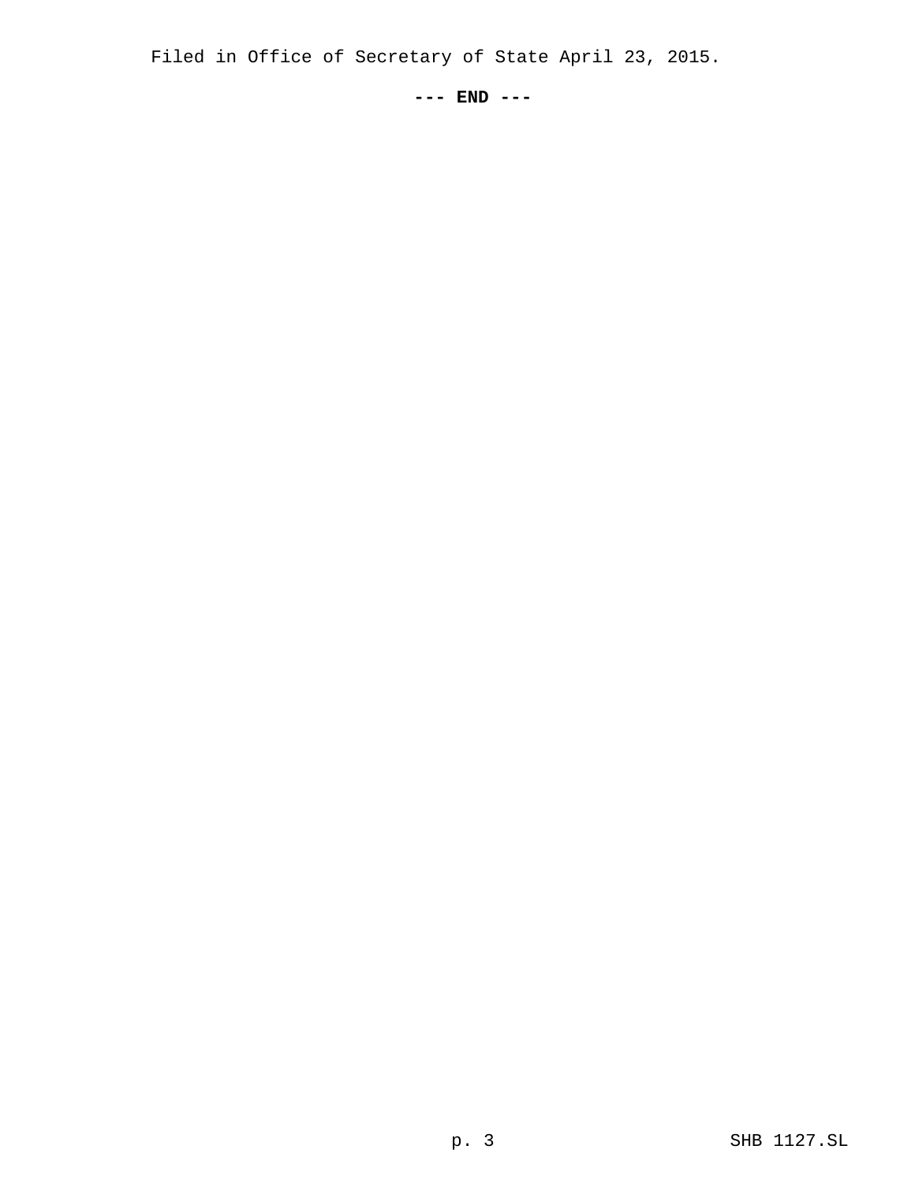Filed in Office of Secretary of State April 23, 2015.

**--- END ---**